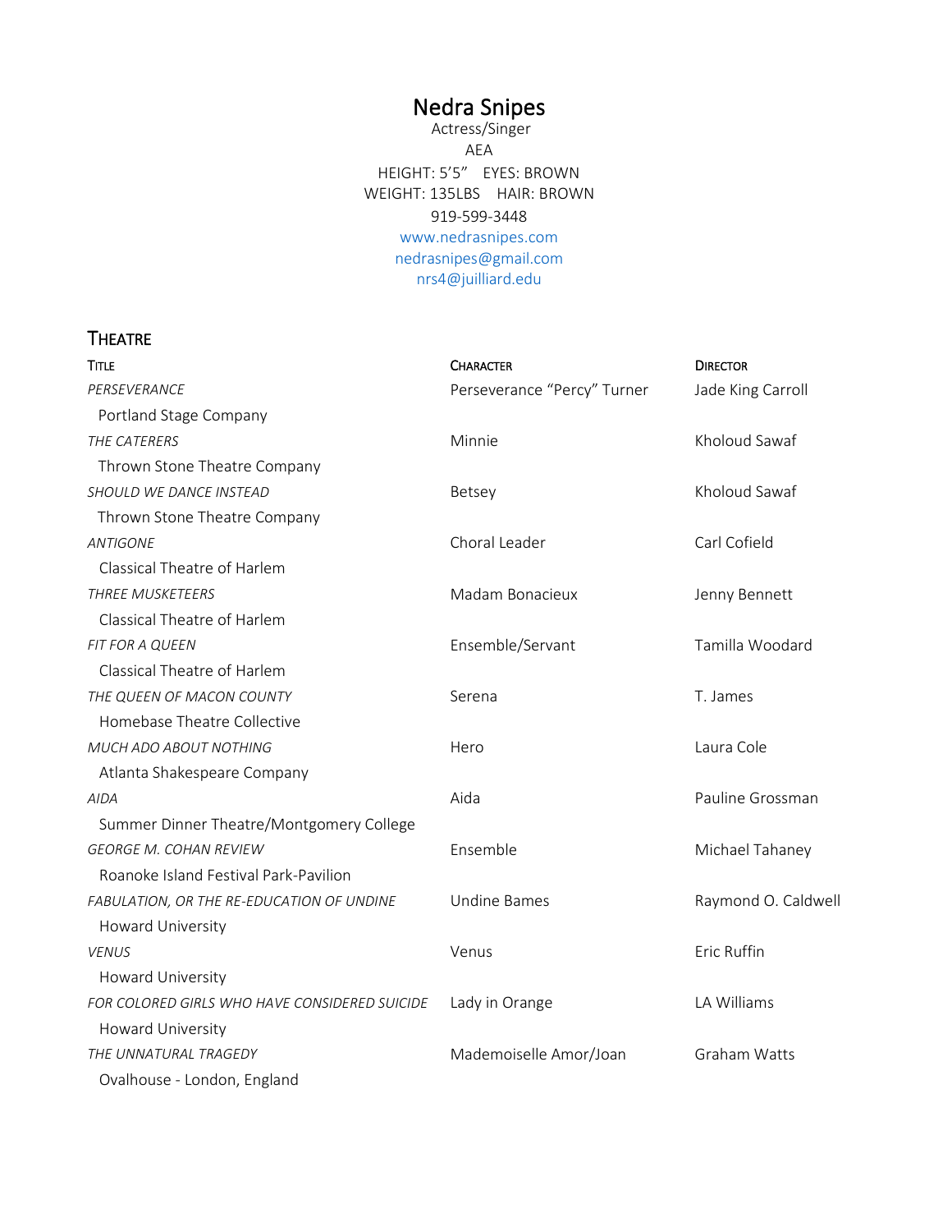# Nedra Snipes

Actress/Singer
AEA
HEIGHT: 5'5"  EYES: BROWN
WEIGHT: 135LBS  HAIR: BROWN
919-599-3448
www.nedrasnipes.com
nedrasnipes@gmail.com
nrs4@juilliard.edu

## THEATRE

| TITLE | CHARACTER | DIRECTOR |
|---|---|---|
| *PERSEVERANCE* <br> Portland Stage Company | Perseverance "Percy" Turner | Jade King Carroll |
| *THE CATERERS* <br> Thrown Stone Theatre Company | Minnie | Kholoud Sawaf |
| *SHOULD WE DANCE INSTEAD* <br> Thrown Stone Theatre Company | Betsey | Kholoud Sawaf |
| *ANTIGONE* <br> Classical Theatre of Harlem | Choral Leader | Carl Cofield |
| *THREE MUSKETEERS* <br> Classical Theatre of Harlem | Madam Bonacieux | Jenny Bennett |
| *FIT FOR A QUEEN* <br> Classical Theatre of Harlem | Ensemble/Servant | Tamilla Woodard |
| *THE QUEEN OF MACON COUNTY* <br> Homebase Theatre Collective | Serena | T. James |
| *MUCH ADO ABOUT NOTHING* <br> Atlanta Shakespeare Company | Hero | Laura Cole |
| *AIDA* <br> Summer Dinner Theatre/Montgomery College | Aida | Pauline Grossman |
| *GEORGE M. COHAN REVIEW* <br> Roanoke Island Festival Park-Pavilion | Ensemble | Michael Tahaney |
| *FABULATION, OR THE RE-EDUCATION OF UNDINE* <br> Howard University | Undine Bames | Raymond O. Caldwell |
| *VENUS* <br> Howard University | Venus | Eric Ruffin |
| *FOR COLORED GIRLS WHO HAVE CONSIDERED SUICIDE* <br> Howard University | Lady in Orange | LA Williams |
| *THE UNNATURAL TRAGEDY* <br> Ovalhouse - London, England | Mademoiselle Amor/Joan | Graham Watts |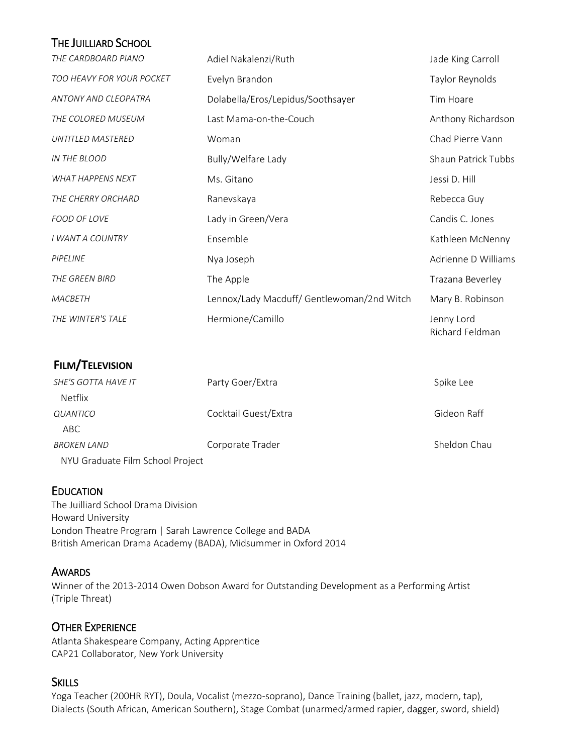## The Juilliard School

| | | |
|---|---|---|
| *THE CARDBOARD PIANO* | Adiel Nakalenzi/Ruth | Jade King Carroll |
| *TOO HEAVY FOR YOUR POCKET* | Evelyn Brandon | Taylor Reynolds |
| *ANTONY AND CLEOPATRA* | Dolabella/Eros/Lepidus/Soothsayer | Tim Hoare |
| *THE COLORED MUSEUM* | Last Mama-on-the-Couch | Anthony Richardson |
| *UNTITLED MASTERED* | Woman | Chad Pierre Vann |
| *IN THE BLOOD* | Bully/Welfare Lady | Shaun Patrick Tubbs |
| *WHAT HAPPENS NEXT* | Ms. Gitano | Jessi D. Hill |
| *THE CHERRY ORCHARD* | Ranevskaya | Rebecca Guy |
| *FOOD OF LOVE* | Lady in Green/Vera | Candis C. Jones |
| *I WANT A COUNTRY* | Ensemble | Kathleen McNenny |
| *PIPELINE* | Nya Joseph | Adrienne D Williams |
| *THE GREEN BIRD* | The Apple | Trazana Beverley |
| *MACBETH* | Lennox/Lady Macduff/ Gentlewoman/2nd Witch | Mary B. Robinson |
| *THE WINTER'S TALE* | Hermione/Camillo | Jenny Lord<br>Richard Feldman |

## Film/Television

| | | |
|---|---|---|
| *SHE'S GOTTA HAVE IT*<br>Netflix | Party Goer/Extra | Spike Lee |
| *QUANTICO*<br>ABC | Cocktail Guest/Extra | Gideon Raff |
| *BROKEN LAND*<br>NYU Graduate Film School Project | Corporate Trader | Sheldon Chau |

## Education

The Juilliard School Drama Division
Howard University
London Theatre Program | Sarah Lawrence College and BADA
British American Drama Academy (BADA), Midsummer in Oxford 2014

## Awards

Winner of the 2013-2014 Owen Dobson Award for Outstanding Development as a Performing Artist (Triple Threat)

## Other Experience

Atlanta Shakespeare Company, Acting Apprentice
CAP21 Collaborator, New York University

## Skills

Yoga Teacher (200HR RYT), Doula, Vocalist (mezzo-soprano), Dance Training (ballet, jazz, modern, tap), Dialects (South African, American Southern), Stage Combat (unarmed/armed rapier, dagger, sword, shield)